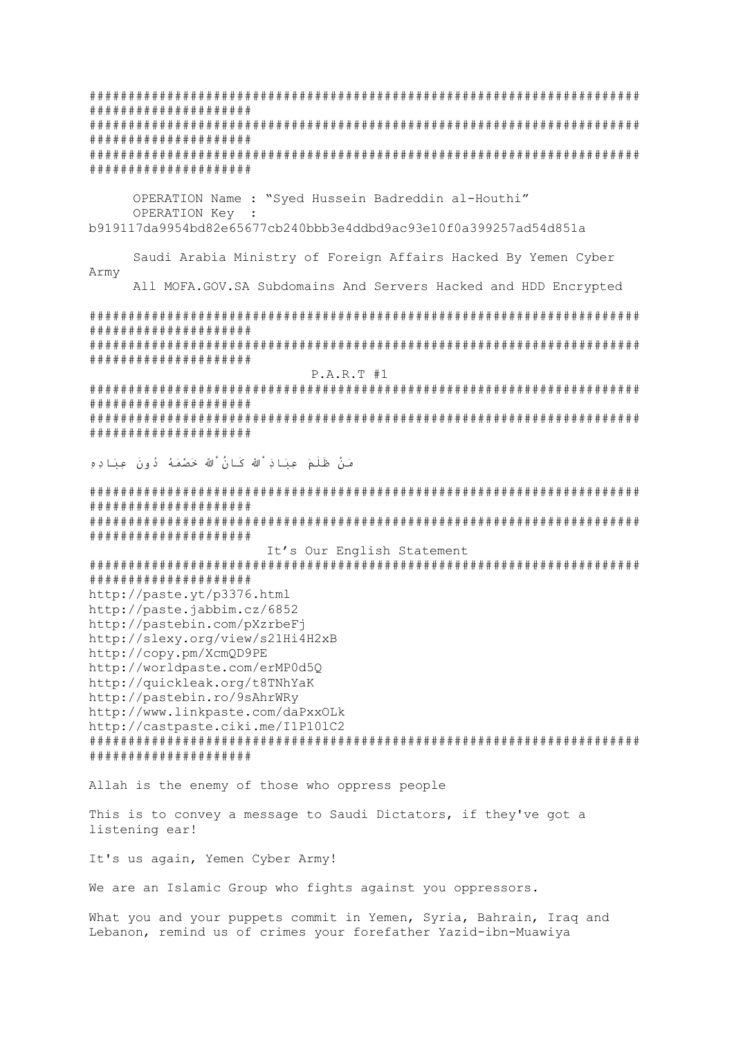```
######################################################################
#####################
######################################################################
#####################
######################################################################
#####################

      OPERATION Name : "Syed Hussein Badreddin al-Houthi"
      OPERATION Key  :
b919117da9954bd82e65677cb240bbb3e4ddbd9ac93e10f0a399257ad54d851a

      Saudi Arabia Ministry of Foreign Affairs Hacked By Yemen Cyber
Army
      All MOFA.GOV.SA Subdomains And Servers Hacked and HDD Encrypted

######################################################################
#####################
######################################################################
#####################
                              P.A.R.T #1
######################################################################
#####################
######################################################################
#####################
```

مَنْ ظَلَمَ عِبَادَ اللهِ كَانَ اللهُ خَصْمَهُ دُونَ عِبَادِهِ

```
######################################################################
#####################
######################################################################
#####################
                         It's Our English Statement
######################################################################
#####################
http://paste.yt/p3376.html
http://paste.jabbim.cz/6852
http://pastebin.com/pXzrbeFj
http://slexy.org/view/s21Hi4H2xB
http://copy.pm/XcmQD9PE
http://worldpaste.com/erMP0d5Q
http://quickleak.org/t8TNhYaK
http://pastebin.ro/9sAhrWRy
http://www.linkpaste.com/daPxxOLk
http://castpaste.ciki.me/I1P10lC2
######################################################################
#####################
```

Allah is the enemy of those who oppress people

This is to convey a message to Saudi Dictators, if they've got a listening ear!

It's us again, Yemen Cyber Army!

We are an Islamic Group who fights against you oppressors.

What you and your puppets commit in Yemen, Syria, Bahrain, Iraq and Lebanon, remind us of crimes your forefather Yazid-ibn-Muawiya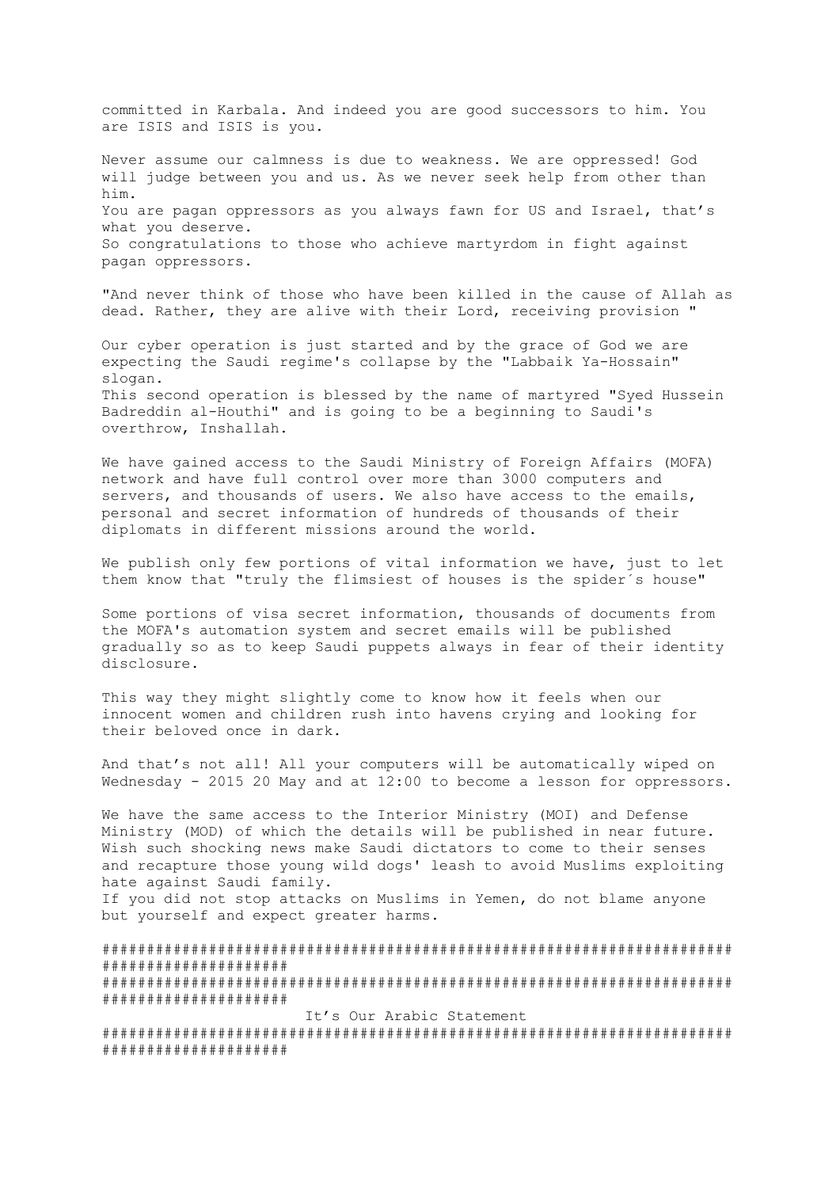committed in Karbala. And indeed you are good successors to him. You are ISIS and ISIS is you.

Never assume our calmness is due to weakness. We are oppressed! God will judge between you and us. As we never seek help from other than him.
You are pagan oppressors as you always fawn for US and Israel, that's what you deserve.
So congratulations to those who achieve martyrdom in fight against pagan oppressors.

"And never think of those who have been killed in the cause of Allah as dead. Rather, they are alive with their Lord, receiving provision "

Our cyber operation is just started and by the grace of God we are expecting the Saudi regime's collapse by the "Labbaik Ya-Hossain" slogan.
This second operation is blessed by the name of martyred "Syed Hussein Badreddin al-Houthi" and is going to be a beginning to Saudi's overthrow, Inshallah.

We have gained access to the Saudi Ministry of Foreign Affairs (MOFA) network and have full control over more than 3000 computers and servers, and thousands of users. We also have access to the emails, personal and secret information of hundreds of thousands of their diplomats in different missions around the world.

We publish only few portions of vital information we have, just to let them know that "truly the flimsiest of houses is the spider´s house"

Some portions of visa secret information, thousands of documents from the MOFA's automation system and secret emails will be published gradually so as to keep Saudi puppets always in fear of their identity disclosure.

This way they might slightly come to know how it feels when our innocent women and children rush into havens crying and looking for their beloved once in dark.

And that's not all! All your computers will be automatically wiped on Wednesday - 2015 20 May and at 12:00 to become a lesson for oppressors.

We have the same access to the Interior Ministry (MOI) and Defense Ministry (MOD) of which the details will be published in near future. Wish such shocking news make Saudi dictators to come to their senses and recapture those young wild dogs' leash to avoid Muslims exploiting hate against Saudi family.
If you did not stop attacks on Muslims in Yemen, do not blame anyone but yourself and expect greater harms.

##########################################################################################
##########################################################################################
It's Our Arabic Statement
##########################################################################################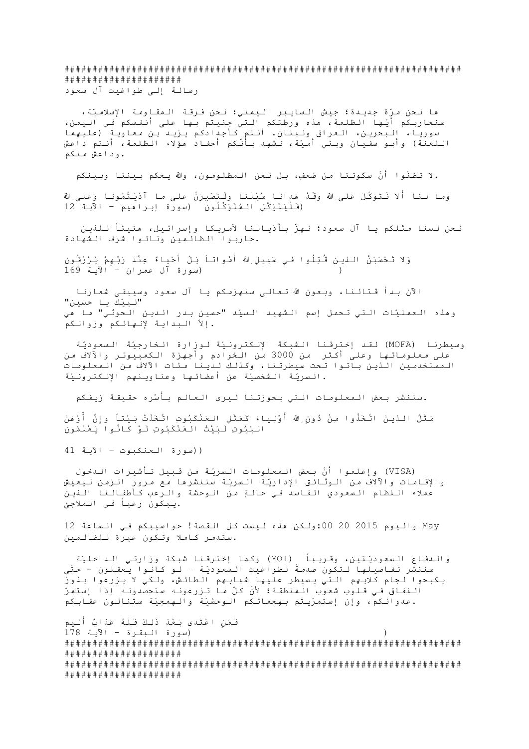####################################################################################

رسالة إلى طواغيت آل سعود

ها نحن مرّة جديدة؛ جيش السايبر اليمني؛ نحن فرقة المقاومة الإسلاميّة، سنحاربكم أيّها الظلمة، هذه ورطتكم التي جنيتم بها على أنفسكم في اليمن، سوريا، البحرين، العراق ولبنان. أنتم كأجدادكم يزيد بن معاوية (عليهما اللعنة) وأبو سفيان وبني أميّة، نشهد بأنّكم أحفاد هؤلاء الظلمة، أنتم داعش وداعش منكم.

لا تظنّوا أنّ سكوتنا من ضعف، بل نحن المظلومون، والله يحكم بيننا وبينكم.

وَما لنا ألاّ نَتَوَكَّلَ عَلى الله وقَدْ هَدانا سُبُلَنا ولَنَصْبِرَنَّ على ما آذَيْتُمُونا وَعَلى الله فَلْيَتَوَكَّلِ الْمُتَوَكِّلُون (سورة إبراهيم - الآية 12)

نحن لسنا مثلكم يا آل سعود؛ نهزّ بأذيالنا لأمريكا وإسرائيل، هنيئاً للذين حاربوا الظالمين ونالوا شرف الشهادة.

وَلا تَحْسَبَنَّ الذين قُتِلُوا في سَبيلِ الله أمْواتاً بَلْ أحْياءٌ عِنْدَ رَبِّهِمْ يُرْزَقُون (سورة آل عمران - الآية 169)

الآن بدأ قتالنا، وبعون الله تعالى سنهزمكم يا آل سعود وسيبقى شعارنا "لبيّك يا حسين"
وهذه العمليّات التي تحمل إسم الشهيد السيّد "حسين بدر الدين الحوثي" ما هي إلاّ البداية لإنهائكم وزوالكم.

لقد إخترقنا الشبكة الإلكترونيّة لوزارة الخارجيّة السعوديّة (MOFA) وسيطرنا على معلوماتها وعلى أكثر من 3000 من الخوادم وأجهزة الكمبيوتر والآلاف من المستخدمين الذين باتوا تحت سيطرتنا، وكذلك لدينا مئات الآلاف من المعلومات السريّة الشخصيّة عن أعضائها وعناوينهم الإلكترونيّة.

سننشر بعض المعلومات التي بحوزتنا ليرى العالم بأسْره حقيقة زيفكم.

مَثَلُ الذينَ اتَّخَذُوا مِنْ دُونِ الله أوْلِياءَ كَمَثَلِ العَنْكَبُوتِ اتَّخَذَتْ بَيْتاً وإنَّ أوْهَنَ البُيُوتِ لَبَيْتُ العَنْكَبُوتِ لَوْ كانُوا يَعْلَمُون

((سورة العنكبوت - الآية 41

وإعلموا أنّ بعض المعلومات السريّة من قبيل تأشيرات الدخول (VISA) والإقامات والآلاف من الوثائق الإداريّة السريّة سننشرها مع مرور الزمن ليعيش عملاء النظام السعودي الفاسد في حالةٍ من الوحشة والرعب كأطفالنا الذين يبكون رعباً في الملاجئ.

ولكن هذه ليست كل القصة! حواسيبكم في الساعة 12:00 20 May 2015 واليوم ستدمر كاملا وتكون عبرة للظالمين.

وكما إخترقنا شبكة وزارتي الداخليّة (MOI) والدفاع السعوديّتين، وقريباً سننشر تفاصيلها لتكون صدمةً لطواغيت السعوديّة - لو كانوا يعقلون - حتّى يكبحوا لجام كلابهم التي يسيطر عليها شبابهم الطائش، ولكي لا يزرعوا بذور النفاق في قلوب شعوب المنطقة؛ لأنّ كلّ ما تزرعونه ستحصدونه إذا إستمرّ عدوانكم، وإن إستمرّيتم بهجماتكم الوحشيّة والهمجيّة ستنالون عقابكم.

فَمَنِ اعْتَدى بَعْدَ ذَلِكَ فَلَهُ عَذابٌ أليم (سورة البقرة - الآية 178)

####################################################################################
####################################################################################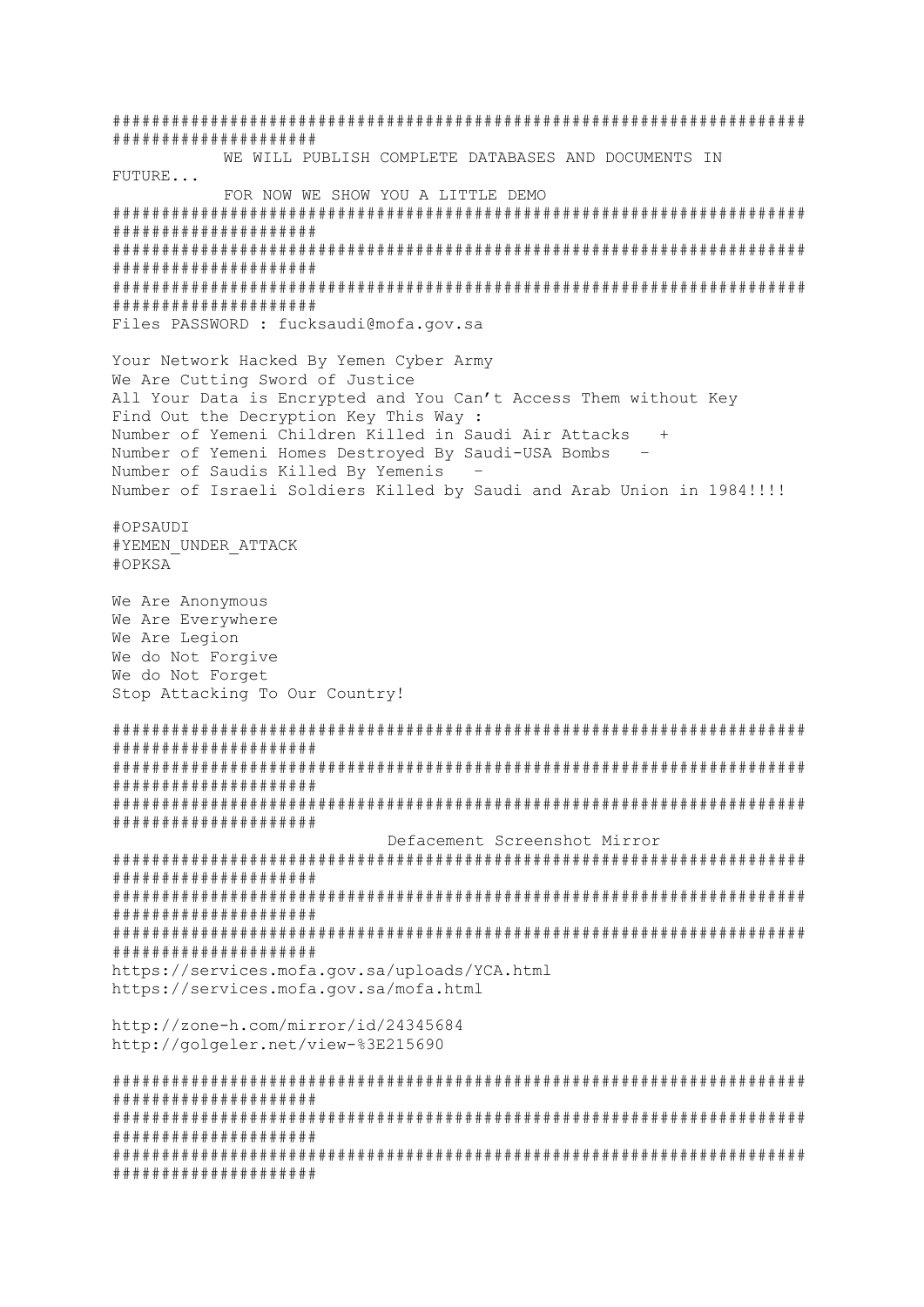```
######################################################################
#####################
          WE WILL PUBLISH COMPLETE DATABASES AND DOCUMENTS IN
FUTURE...
          FOR NOW WE SHOW YOU A LITTLE DEMO
######################################################################
#####################
######################################################################
#####################
######################################################################
#####################
Files PASSWORD : fucksaudi@mofa.gov.sa

Your Network Hacked By Yemen Cyber Army
We Are Cutting Sword of Justice
All Your Data is Encrypted and You Can't Access Them without Key
Find Out the Decryption Key This Way :
Number of Yemeni Children Killed in Saudi Air Attacks   +
Number of Yemeni Homes Destroyed By Saudi-USA Bombs   -
Number of Saudis Killed By Yemenis   -
Number of Israeli Soldiers Killed by Saudi and Arab Union in 1984!!!!

#OPSAUDI
#YEMEN_UNDER_ATTACK
#OPKSA

We Are Anonymous
We Are Everywhere
We Are Legion
We do Not Forgive
We do Not Forget
Stop Attacking To Our Country!

######################################################################
#####################
######################################################################
#####################
######################################################################
#####################
                              Defacement Screenshot Mirror
######################################################################
#####################
######################################################################
#####################
######################################################################
#####################
https://services.mofa.gov.sa/uploads/YCA.html
https://services.mofa.gov.sa/mofa.html

http://zone-h.com/mirror/id/24345684
http://golgeler.net/view-%3E215690

######################################################################
#####################
######################################################################
#####################
######################################################################
#####################
```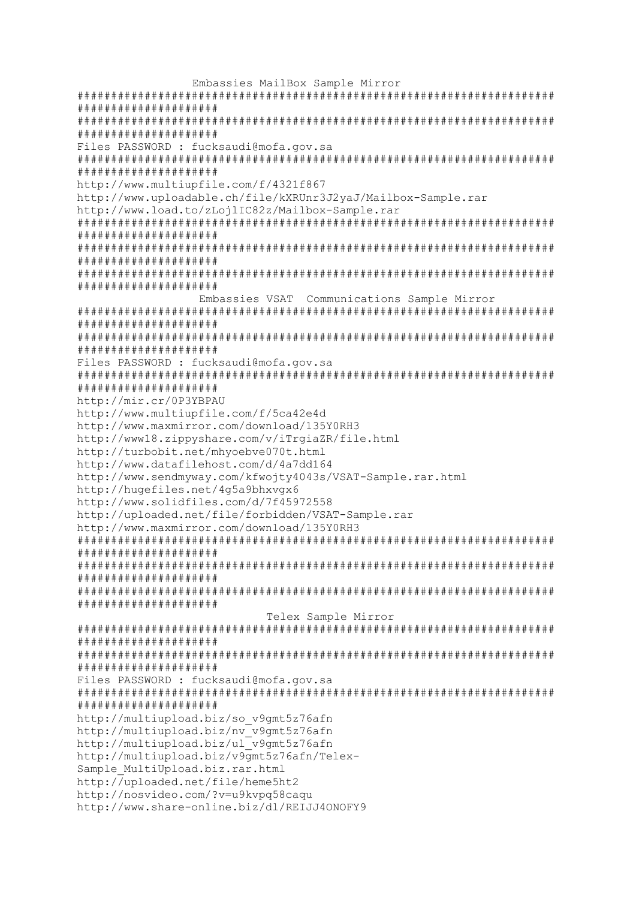```
                 Embassies MailBox Sample Mirror
########################################################################
#####################
########################################################################
#####################
Files PASSWORD : fucksaudi@mofa.gov.sa
########################################################################
#####################
http://www.multiupfile.com/f/4321f867
http://www.uploadable.ch/file/kXRUnr3J2yaJ/Mailbox-Sample.rar
http://www.load.to/zLojlIC82z/Mailbox-Sample.rar
########################################################################
#####################
########################################################################
#####################
########################################################################
#####################
                  Embassies VSAT  Communications Sample Mirror
########################################################################
#####################
########################################################################
#####################
Files PASSWORD : fucksaudi@mofa.gov.sa
########################################################################
#####################
http://mir.cr/0P3YBPAU
http://www.multiupfile.com/f/5ca42e4d
http://www.maxmirror.com/download/135Y0RH3
http://www18.zippyshare.com/v/iTrgiaZR/file.html
http://turbobit.net/mhyoebve070t.html
http://www.datafilehost.com/d/4a7dd164
http://www.sendmyway.com/kfwojty4043s/VSAT-Sample.rar.html
http://hugefiles.net/4g5a9bhxvgx6
http://www.solidfiles.com/d/7f45972558
http://uploaded.net/file/forbidden/VSAT-Sample.rar
http://www.maxmirror.com/download/135Y0RH3
########################################################################
#####################
########################################################################
#####################
########################################################################
#####################
                              Telex Sample Mirror
########################################################################
#####################
########################################################################
#####################
Files PASSWORD : fucksaudi@mofa.gov.sa
########################################################################
#####################
http://multiupload.biz/so_v9gmt5z76afn
http://multiupload.biz/nv_v9gmt5z76afn
http://multiupload.biz/ul_v9gmt5z76afn
http://multiupload.biz/v9gmt5z76afn/Telex-
Sample_MultiUpload.biz.rar.html
http://uploaded.net/file/heme5ht2
http://nosvideo.com/?v=u9kvpq58caqu
http://www.share-online.biz/dl/REIJJ4ONOFY9
```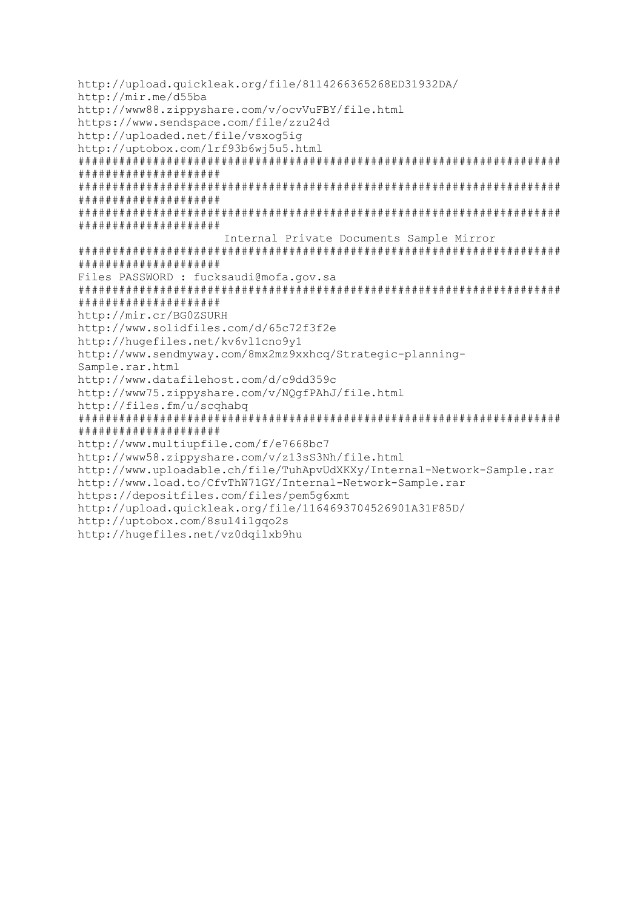```
http://upload.quickleak.org/file/8114266365268ED31932DA/
http://mir.me/d55ba
http://www88.zippyshare.com/v/ocvVuFBY/file.html
https://www.sendspace.com/file/zzu24d
http://uploaded.net/file/vsxog5ig
http://uptobox.com/lrf93b6wj5u5.html
######################################################################
####################
######################################################################
####################
######################################################################
####################
                    Internal Private Documents Sample Mirror
######################################################################
####################
Files PASSWORD : fucksaudi@mofa.gov.sa
######################################################################
####################
http://mir.cr/BG0ZSURH
http://www.solidfiles.com/d/65c72f3f2e
http://hugefiles.net/kv6vl1cno9y1
http://www.sendmyway.com/8mx2mz9xxhcq/Strategic-planning-
Sample.rar.html
http://www.datafilehost.com/d/c9dd359c
http://www75.zippyshare.com/v/NQgfPAhJ/file.html
http://files.fm/u/scqhabq
######################################################################
####################
http://www.multiupfile.com/f/e7668bc7
http://www58.zippyshare.com/v/z13sS3Nh/file.html
http://www.uploadable.ch/file/TuhApvUdXKXy/Internal-Network-Sample.rar
http://www.load.to/CfvThW71GY/Internal-Network-Sample.rar
https://depositfiles.com/files/pem5g6xmt
http://upload.quickleak.org/file/1164693704526901A31F85D/
http://uptobox.com/8sul4i1gqo2s
http://hugefiles.net/vz0dqilxb9hu
```